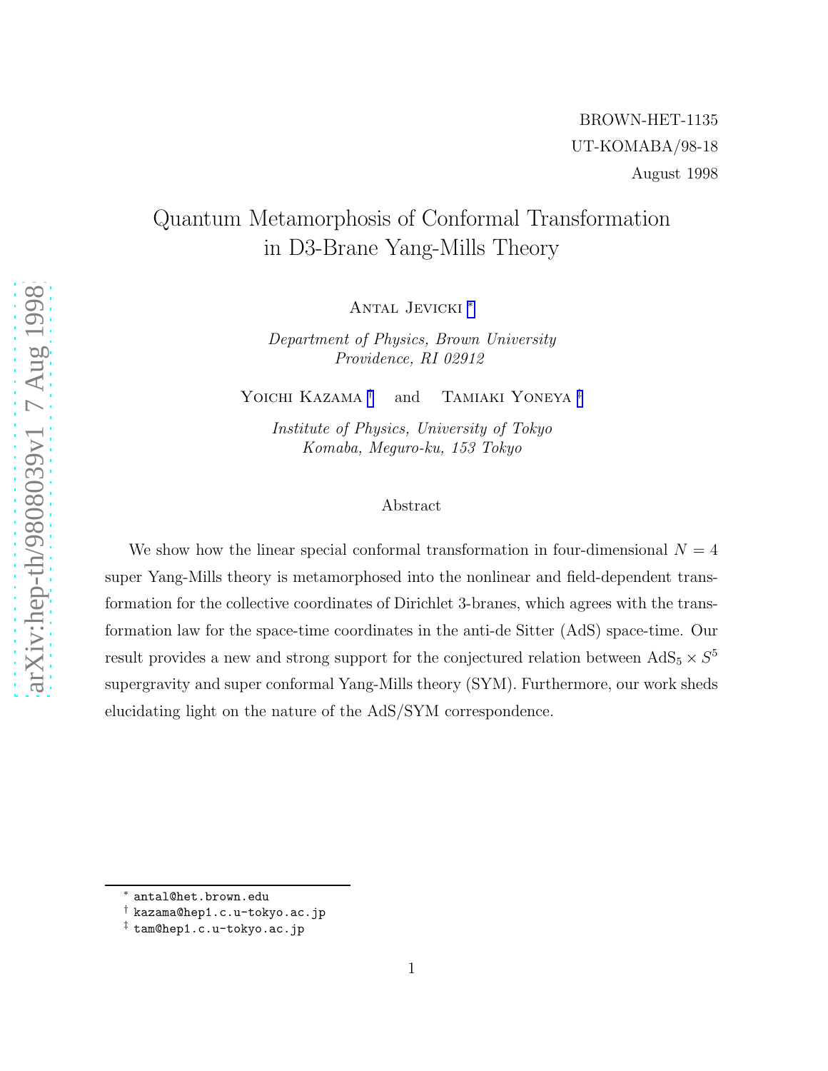BROWN-HET-1135

UT-KOMABA/98-18

August 1998

# Quantum Metamorphosis of Conformal Transformation in D3-Brane Yang-Mills Theory

Antal Jevicki [*]

*Department of Physics, Brown University*
*Providence, RI 02912*

Yoichi Kazama [†] and Tamiaki Yoneya [‡]

*Institute of Physics, University of Tokyo*
*Komaba, Meguro-ku, 153 Tokyo*

## Abstract

We show how the linear special conformal transformation in four-dimensional $N = 4$ super Yang-Mills theory is metamorphosed into the nonlinear and field-dependent transformation for the collective coordinates of Dirichlet 3-branes, which agrees with the transformation law for the space-time coordinates in the anti-de Sitter (AdS) space-time. Our result provides a new and strong support for the conjectured relation between $\mathrm{AdS}_5 \times S^5$ supergravity and super conformal Yang-Mills theory (SYM). Furthermore, our work sheds elucidating light on the nature of the AdS/SYM correspondence.

---

[*] antal@het.brown.edu

[†] kazama@hep1.c.u-tokyo.ac.jp

[‡] tam@hep1.c.u-tokyo.ac.jp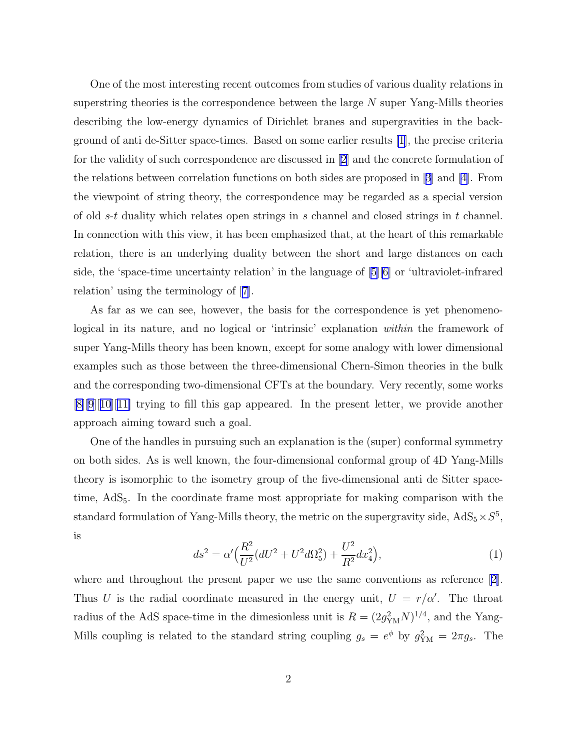One of the most interesting recent outcomes from studies of various duality relations in superstring theories is the correspondence between the large $N$ super Yang-Mills theories describing the low-energy dynamics of Dirichlet branes and supergravities in the background of anti de-Sitter space-times. Based on some earlier results [1], the precise criteria for the validity of such correspondence are discussed in [2] and the concrete formulation of the relations between correlation functions on both sides are proposed in [3] and [4]. From the viewpoint of string theory, the correspondence may be regarded as a special version of old $s$-$t$ duality which relates open strings in $s$ channel and closed strings in $t$ channel. In connection with this view, it has been emphasized that, at the heart of this remarkable relation, there is an underlying duality between the short and large distances on each side, the 'space-time uncertainty relation' in the language of [5][6] or 'ultraviolet-infrared relation' using the terminology of [7].

As far as we can see, however, the basis for the correspondence is yet phenomenological in its nature, and no logical or 'intrinsic' explanation *within* the framework of super Yang-Mills theory has been known, except for some analogy with lower dimensional examples such as those between the three-dimensional Chern-Simon theories in the bulk and the corresponding two-dimensional CFTs at the boundary. Very recently, some works [8][9][10][11] trying to fill this gap appeared. In the present letter, we provide another approach aiming toward such a goal.

One of the handles in pursuing such an explanation is the (super) conformal symmetry on both sides. As is well known, the four-dimensional conformal group of 4D Yang-Mills theory is isomorphic to the isometry group of the five-dimensional anti de Sitter space-time, $\mathrm{AdS}_5$. In the coordinate frame most appropriate for making comparison with the standard formulation of Yang-Mills theory, the metric on the supergravity side, $\mathrm{AdS}_5 \times S^5$, is

$$ds^2 = \alpha' \Big( \frac{R^2}{U^2}(dU^2 + U^2 d\Omega_5^2) + \frac{U^2}{R^2} dx_4^2 \Big), \tag{1}$$

where and throughout the present paper we use the same conventions as reference [2]. Thus $U$ is the radial coordinate measured in the energy unit, $U = r/\alpha'$. The throat radius of the AdS space-time in the dimesionless unit is $R = (2g_{\mathrm{YM}}^2 N)^{1/4}$, and the Yang-Mills coupling is related to the standard string coupling $g_s = e^{\phi}$ by $g_{\mathrm{YM}}^2 = 2\pi g_s$. The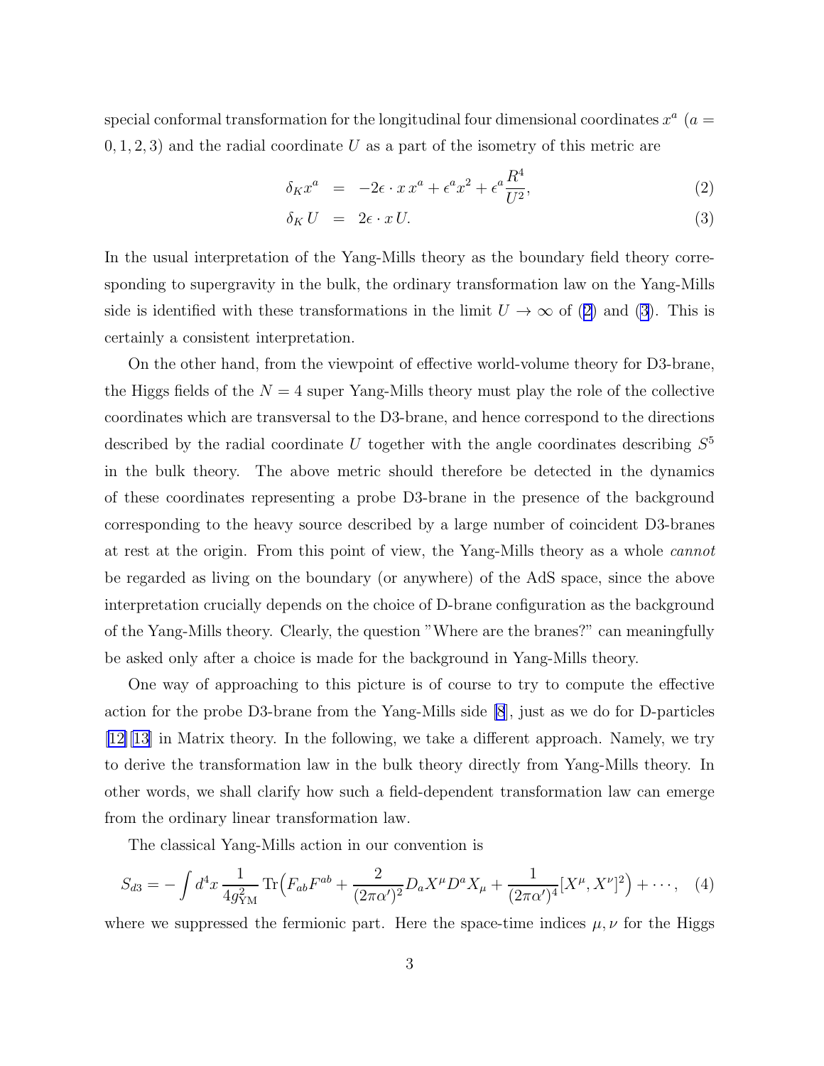special conformal transformation for the longitudinal four dimensional coordinates $x^a$ ($a = 0, 1, 2, 3$) and the radial coordinate $U$ as a part of the isometry of this metric are

$$\delta_K x^a = -2\epsilon \cdot x\, x^a + \epsilon^a x^2 + \epsilon^a \frac{R^4}{U^2}, \tag{2}$$

$$\delta_K U = 2\epsilon \cdot x\, U. \tag{3}$$

In the usual interpretation of the Yang-Mills theory as the boundary field theory corresponding to supergravity in the bulk, the ordinary transformation law on the Yang-Mills side is identified with these transformations in the limit $U \to \infty$ of (2) and (3). This is certainly a consistent interpretation.

On the other hand, from the viewpoint of effective world-volume theory for D3-brane, the Higgs fields of the $N = 4$ super Yang-Mills theory must play the role of the collective coordinates which are transversal to the D3-brane, and hence correspond to the directions described by the radial coordinate $U$ together with the angle coordinates describing $S^5$ in the bulk theory. The above metric should therefore be detected in the dynamics of these coordinates representing a probe D3-brane in the presence of the background corresponding to the heavy source described by a large number of coincident D3-branes at rest at the origin. From this point of view, the Yang-Mills theory as a whole *cannot* be regarded as living on the boundary (or anywhere) of the AdS space, since the above interpretation crucially depends on the choice of D-brane configuration as the background of the Yang-Mills theory. Clearly, the question "Where are the branes?" can meaningfully be asked only after a choice is made for the background in Yang-Mills theory.

One way of approaching to this picture is of course to try to compute the effective action for the probe D3-brane from the Yang-Mills side [8], just as we do for D-particles [12][13] in Matrix theory. In the following, we take a different approach. Namely, we try to derive the transformation law in the bulk theory directly from Yang-Mills theory. In other words, we shall clarify how such a field-dependent transformation law can emerge from the ordinary linear transformation law.

The classical Yang-Mills action in our convention is

$$S_{d3} = -\int d^4x \, \frac{1}{4g_{\rm YM}^2} \, {\rm Tr}\Big(F_{ab}F^{ab} + \frac{2}{(2\pi\alpha')^2} D_a X^\mu D^a X_\mu + \frac{1}{(2\pi\alpha')^4}[X^\mu, X^\nu]^2\Big) + \cdots, \tag{4}$$

where we suppressed the fermionic part. Here the space-time indices $\mu, \nu$ for the Higgs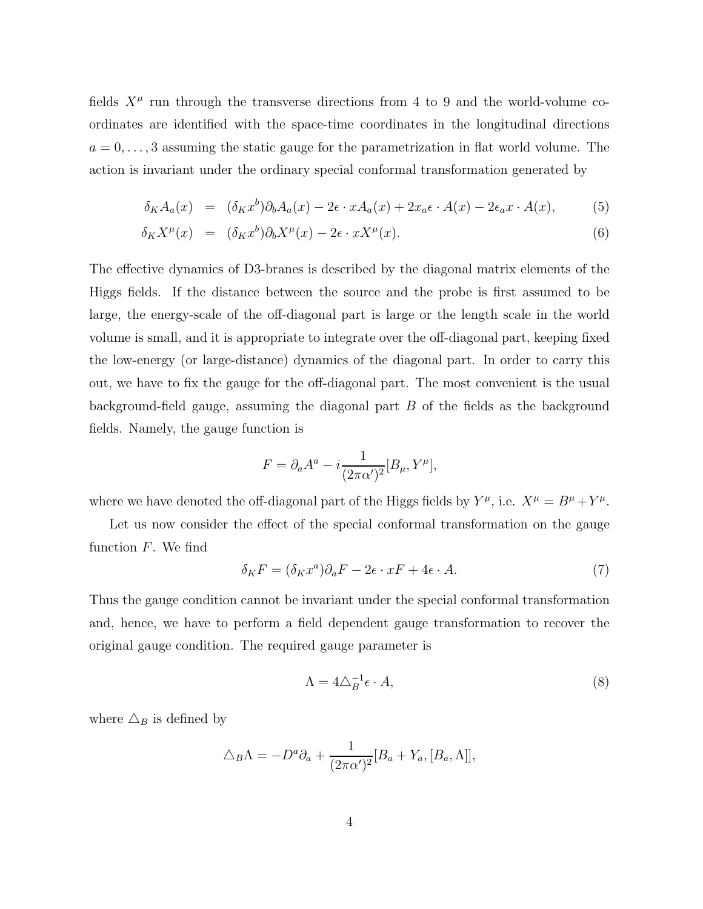fields $X^\mu$ run through the transverse directions from 4 to 9 and the world-volume coordinates are identified with the space-time coordinates in the longitudinal directions $a = 0, \ldots, 3$ assuming the static gauge for the parametrization in flat world volume. The action is invariant under the ordinary special conformal transformation generated by

$$\delta_K A_a(x) = (\delta_K x^b)\partial_b A_a(x) - 2\epsilon \cdot x A_a(x) + 2x_a \epsilon \cdot A(x) - 2\epsilon_a x \cdot A(x), \tag{5}$$

$$\delta_K X^\mu(x) = (\delta_K x^b)\partial_b X^\mu(x) - 2\epsilon \cdot x X^\mu(x). \tag{6}$$

The effective dynamics of D3-branes is described by the diagonal matrix elements of the Higgs fields. If the distance between the source and the probe is first assumed to be large, the energy-scale of the off-diagonal part is large or the length scale in the world volume is small, and it is appropriate to integrate over the off-diagonal part, keeping fixed the low-energy (or large-distance) dynamics of the diagonal part. In order to carry this out, we have to fix the gauge for the off-diagonal part. The most convenient is the usual background-field gauge, assuming the diagonal part $B$ of the fields as the background fields. Namely, the gauge function is

$$F = \partial_a A^a - i\frac{1}{(2\pi\alpha')^2}[B_\mu, Y^\mu],$$

where we have denoted the off-diagonal part of the Higgs fields by $Y^\mu$, i.e. $X^\mu = B^\mu + Y^\mu$.

Let us now consider the effect of the special conformal transformation on the gauge function $F$. We find

$$\delta_K F = (\delta_K x^a)\partial_a F - 2\epsilon \cdot x F + 4\epsilon \cdot A. \tag{7}$$

Thus the gauge condition cannot be invariant under the special conformal transformation and, hence, we have to perform a field dependent gauge transformation to recover the original gauge condition. The required gauge parameter is

$$\Lambda = 4\triangle_B^{-1}\epsilon \cdot A, \tag{8}$$

where $\triangle_B$ is defined by

$$\triangle_B \Lambda = -D^a \partial_a + \frac{1}{(2\pi\alpha')^2}[B_a + Y_a, [B_a, \Lambda]],$$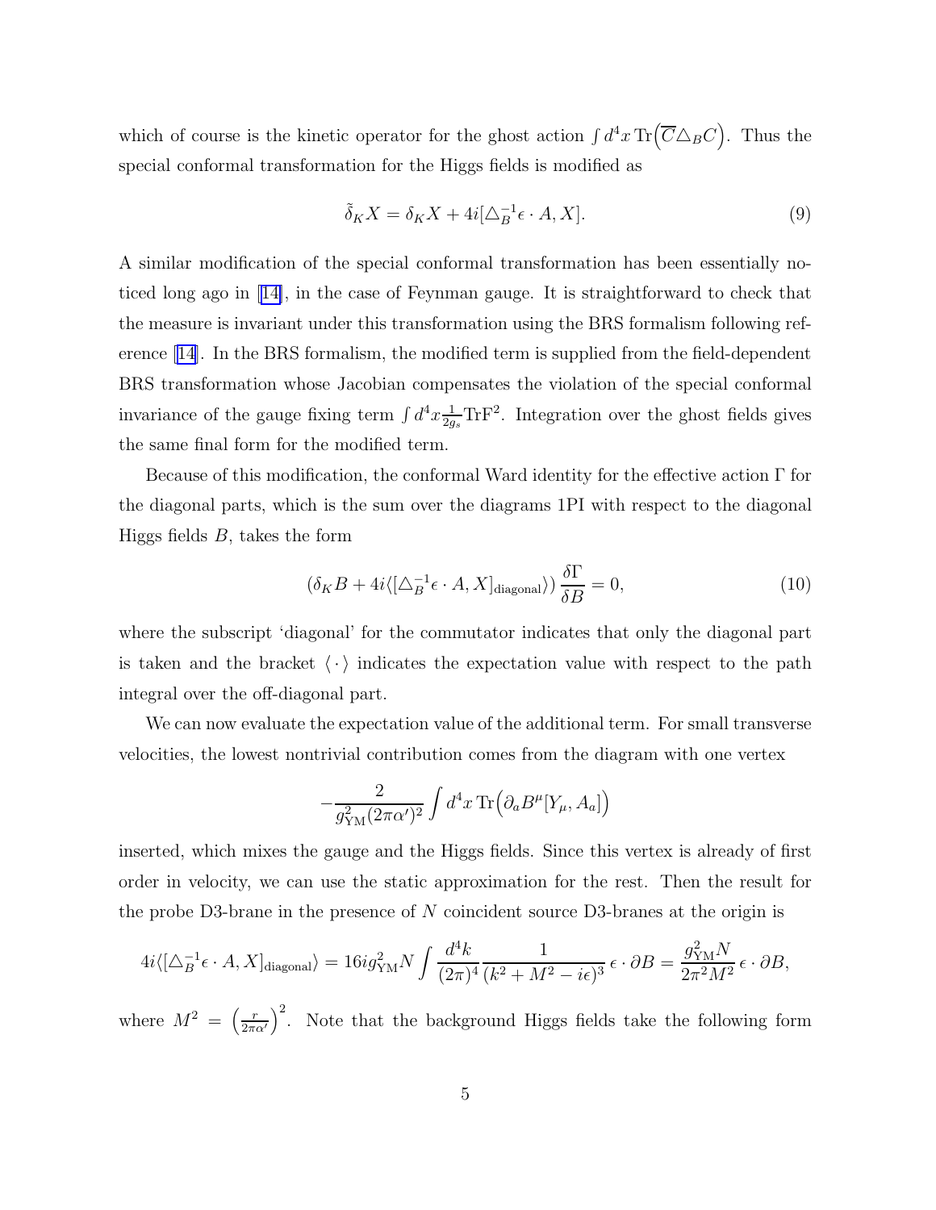which of course is the kinetic operator for the ghost action $\int d^4x \, \mathrm{Tr}\left(\overline{C}\triangle_B C\right)$. Thus the special conformal transformation for the Higgs fields is modified as

$$\tilde{\delta}_K X = \delta_K X + 4i[\triangle_B^{-1}\epsilon \cdot A, X]. \tag{9}$$

A similar modification of the special conformal transformation has been essentially noticed long ago in [14], in the case of Feynman gauge. It is straightforward to check that the measure is invariant under this transformation using the BRS formalism following reference [14]. In the BRS formalism, the modified term is supplied from the field-dependent BRS transformation whose Jacobian compensates the violation of the special conformal invariance of the gauge fixing term $\int d^4x \frac{1}{2g_s}\mathrm{Tr}\mathrm{F}^2$. Integration over the ghost fields gives the same final form for the modified term.

Because of this modification, the conformal Ward identity for the effective action $\Gamma$ for the diagonal parts, which is the sum over the diagrams 1PI with respect to the diagonal Higgs fields $B$, takes the form

$$\left(\delta_K B + 4i\langle[\triangle_B^{-1}\epsilon \cdot A, X]_{\mathrm{diagonal}}\rangle\right)\frac{\delta\Gamma}{\delta B} = 0, \tag{10}$$

where the subscript 'diagonal' for the commutator indicates that only the diagonal part is taken and the bracket $\langle\cdot\rangle$ indicates the expectation value with respect to the path integral over the off-diagonal part.

We can now evaluate the expectation value of the additional term. For small transverse velocities, the lowest nontrivial contribution comes from the diagram with one vertex

$$-\frac{2}{g_{\mathrm{YM}}^2(2\pi\alpha')^2}\int d^4x \, \mathrm{Tr}\left(\partial_a B^\mu [Y_\mu, A_a]\right)$$

inserted, which mixes the gauge and the Higgs fields. Since this vertex is already of first order in velocity, we can use the static approximation for the rest. Then the result for the probe D3-brane in the presence of $N$ coincident source D3-branes at the origin is

$$4i\langle[\triangle_B^{-1}\epsilon \cdot A, X]_{\mathrm{diagonal}}\rangle = 16ig_{\mathrm{YM}}^2 N\int\frac{d^4k}{(2\pi)^4}\frac{1}{(k^2+M^2-i\epsilon)^3}\,\epsilon\cdot\partial B = \frac{g_{\mathrm{YM}}^2 N}{2\pi^2 M^2}\,\epsilon\cdot\partial B,$$

where $M^2 = \left(\frac{r}{2\pi\alpha'}\right)^2$. Note that the background Higgs fields take the following form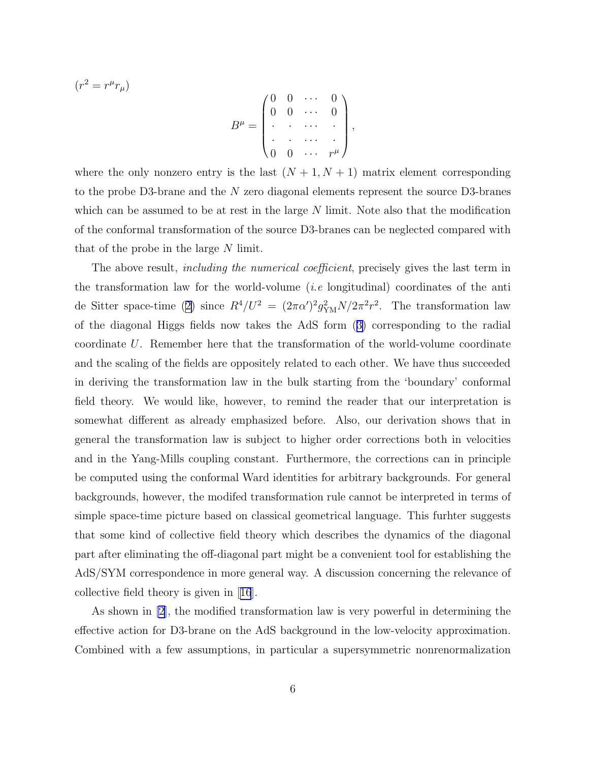$(r^2 = r^\mu r_\mu)$

$$
B^\mu = \begin{pmatrix} 0 & 0 & \cdots & 0 \\ 0 & 0 & \cdots & 0 \\ \cdot & \cdot & \cdots & \cdot \\ \cdot & \cdot & \cdots & \cdot \\ 0 & 0 & \cdots & r^\mu \end{pmatrix},
$$

where the only nonzero entry is the last $(N+1, N+1)$ matrix element corresponding to the probe D3-brane and the $N$ zero diagonal elements represent the source D3-branes which can be assumed to be at rest in the large $N$ limit. Note also that the modification of the conformal transformation of the source D3-branes can be neglected compared with that of the probe in the large $N$ limit.

The above result, *including the numerical coefficient*, precisely gives the last term in the transformation law for the world-volume (*i.e* longitudinal) coordinates of the anti de Sitter space-time (2) since $R^4/U^2 = (2\pi\alpha')^2 g_{\rm YM}^2 N/2\pi^2 r^2$. The transformation law of the diagonal Higgs fields now takes the AdS form (3) corresponding to the radial coordinate $U$. Remember here that the transformation of the world-volume coordinate and the scaling of the fields are oppositely related to each other. We have thus succeeded in deriving the transformation law in the bulk starting from the 'boundary' conformal field theory. We would like, however, to remind the reader that our interpretation is somewhat different as already emphasized before. Also, our derivation shows that in general the transformation law is subject to higher order corrections both in velocities and in the Yang-Mills coupling constant. Furthermore, the corrections can in principle be computed using the conformal Ward identities for arbitrary backgrounds. For general backgrounds, however, the modifed transformation rule cannot be interpreted in terms of simple space-time picture based on classical geometrical language. This furhter suggests that some kind of collective field theory which describes the dynamics of the diagonal part after eliminating the off-diagonal part might be a convenient tool for establishing the AdS/SYM correspondence in more general way. A discussion concerning the relevance of collective field theory is given in [16].

As shown in [2], the modified transformation law is very powerful in determining the effective action for D3-brane on the AdS background in the low-velocity approximation. Combined with a few assumptions, in particular a supersymmetric nonrenormalization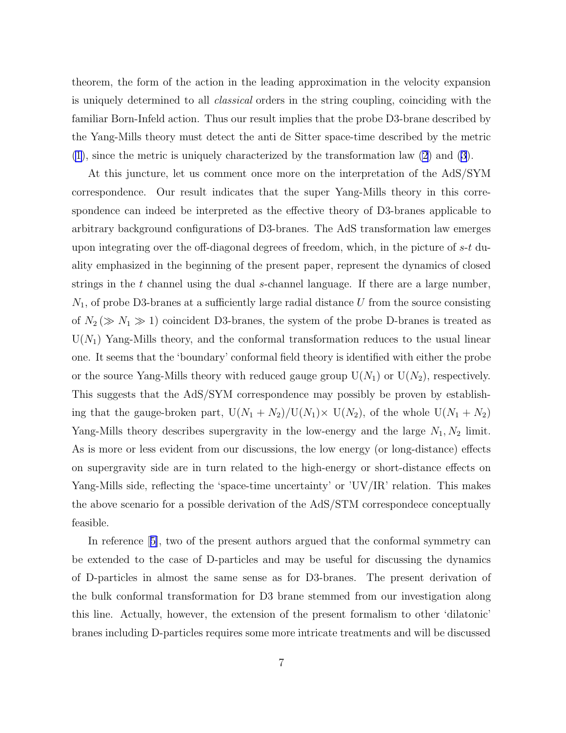theorem, the form of the action in the leading approximation in the velocity expansion is uniquely determined to all *classical* orders in the string coupling, coinciding with the familiar Born-Infeld action. Thus our result implies that the probe D3-brane described by the Yang-Mills theory must detect the anti de Sitter space-time described by the metric (1), since the metric is uniquely characterized by the transformation law (2) and (3).

At this juncture, let us comment once more on the interpretation of the AdS/SYM correspondence. Our result indicates that the super Yang-Mills theory in this correspondence can indeed be interpreted as the effective theory of D3-branes applicable to arbitrary background configurations of D3-branes. The AdS transformation law emerges upon integrating over the off-diagonal degrees of freedom, which, in the picture of $s$-$t$ duality emphasized in the beginning of the present paper, represent the dynamics of closed strings in the $t$ channel using the dual $s$-channel language. If there are a large number, $N_1$, of probe D3-branes at a sufficiently large radial distance $U$ from the source consisting of $N_2\,(\gg N_1 \gg 1)$ coincident D3-branes, the system of the probe D-branes is treated as $\mathrm{U}(N_1)$ Yang-Mills theory, and the conformal transformation reduces to the usual linear one. It seems that the 'boundary' conformal field theory is identified with either the probe or the source Yang-Mills theory with reduced gauge group $\mathrm{U}(N_1)$ or $\mathrm{U}(N_2)$, respectively. This suggests that the AdS/SYM correspondence may possibly be proven by establishing that the gauge-broken part, $\mathrm{U}(N_1+N_2)/\mathrm{U}(N_1)\times\, \mathrm{U}(N_2)$, of the whole $\mathrm{U}(N_1+N_2)$ Yang-Mills theory describes supergravity in the low-energy and the large $N_1, N_2$ limit. As is more or less evident from our discussions, the low energy (or long-distance) effects on supergravity side are in turn related to the high-energy or short-distance effects on Yang-Mills side, reflecting the 'space-time uncertainty' or 'UV/IR' relation. This makes the above scenario for a possible derivation of the AdS/STM correspondece conceptually feasible.

In reference [5], two of the present authors argued that the conformal symmetry can be extended to the case of D-particles and may be useful for discussing the dynamics of D-particles in almost the same sense as for D3-branes. The present derivation of the bulk conformal transformation for D3 brane stemmed from our investigation along this line. Actually, however, the extension of the present formalism to other 'dilatonic' branes including D-particles requires some more intricate treatments and will be discussed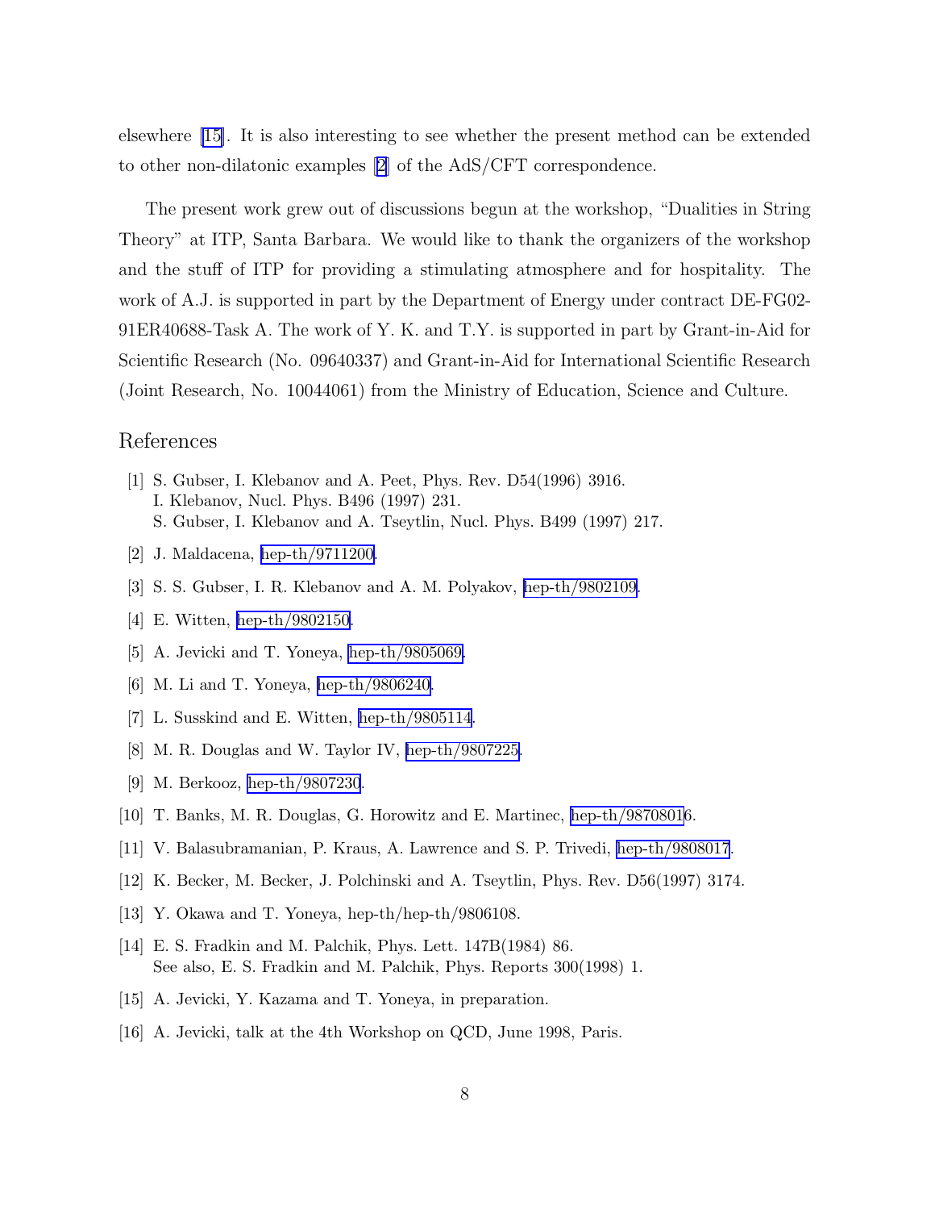elsewhere [15]. It is also interesting to see whether the present method can be extended to other non-dilatonic examples [2] of the AdS/CFT correspondence.

The present work grew out of discussions begun at the workshop, "Dualities in String Theory" at ITP, Santa Barbara. We would like to thank the organizers of the workshop and the stuff of ITP for providing a stimulating atmosphere and for hospitality. The work of A.J. is supported in part by the Department of Energy under contract DE-FG02-91ER40688-Task A. The work of Y. K. and T.Y. is supported in part by Grant-in-Aid for Scientific Research (No. 09640337) and Grant-in-Aid for International Scientific Research (Joint Research, No. 10044061) from the Ministry of Education, Science and Culture.

## References

[1] S. Gubser, I. Klebanov and A. Peet, Phys. Rev. D54(1996) 3916.
I. Klebanov, Nucl. Phys. B496 (1997) 231.
S. Gubser, I. Klebanov and A. Tseytlin, Nucl. Phys. B499 (1997) 217.

[2] J. Maldacena, hep-th/9711200.

[3] S. S. Gubser, I. R. Klebanov and A. M. Polyakov, hep-th/9802109.

[4] E. Witten, hep-th/9802150.

[5] A. Jevicki and T. Yoneya, hep-th/9805069.

[6] M. Li and T. Yoneya, hep-th/9806240.

[7] L. Susskind and E. Witten, hep-th/9805114.

[8] M. R. Douglas and W. Taylor IV, hep-th/9807225.

[9] M. Berkooz, hep-th/9807230.

[10] T. Banks, M. R. Douglas, G. Horowitz and E. Martinec, hep-th/98708016.

[11] V. Balasubramanian, P. Kraus, A. Lawrence and S. P. Trivedi, hep-th/9808017.

[12] K. Becker, M. Becker, J. Polchinski and A. Tseytlin, Phys. Rev. D56(1997) 3174.

[13] Y. Okawa and T. Yoneya, hep-th/hep-th/9806108.

[14] E. S. Fradkin and M. Palchik, Phys. Lett. 147B(1984) 86.
See also, E. S. Fradkin and M. Palchik, Phys. Reports 300(1998) 1.

[15] A. Jevicki, Y. Kazama and T. Yoneya, in preparation.

[16] A. Jevicki, talk at the 4th Workshop on QCD, June 1998, Paris.